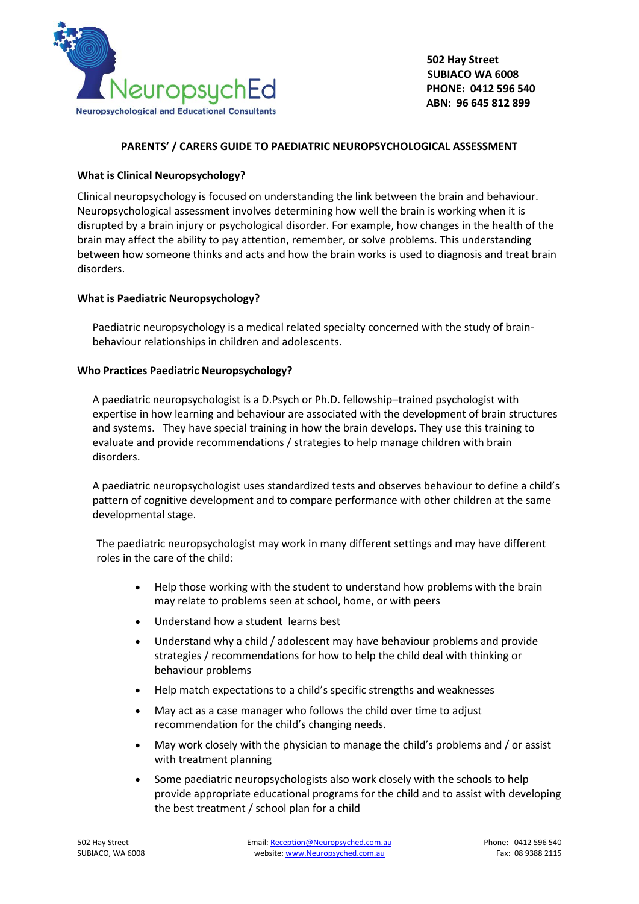NeuropsychEd
Neuropsychological and Educational Consultants

**502 Hay Street**
**SUBIACO WA 6008**
**PHONE: 0412 596 540**
**ABN: 96 645 812 899**

## PARENTS' / CARERS GUIDE TO PAEDIATRIC NEUROPSYCHOLOGICAL ASSESSMENT

### What is Clinical Neuropsychology?

Clinical neuropsychology is focused on understanding the link between the brain and behaviour. Neuropsychological assessment involves determining how well the brain is working when it is disrupted by a brain injury or psychological disorder. For example, how changes in the health of the brain may affect the ability to pay attention, remember, or solve problems. This understanding between how someone thinks and acts and how the brain works is used to diagnosis and treat brain disorders.

### What is Paediatric Neuropsychology?

Paediatric neuropsychology is a medical related specialty concerned with the study of brain-behaviour relationships in children and adolescents.

### Who Practices Paediatric Neuropsychology?

A paediatric neuropsychologist is a D.Psych or Ph.D. fellowship–trained psychologist with expertise in how learning and behaviour are associated with the development of brain structures and systems. They have special training in how the brain develops. They use this training to evaluate and provide recommendations / strategies to help manage children with brain disorders.

A paediatric neuropsychologist uses standardized tests and observes behaviour to define a child's pattern of cognitive development and to compare performance with other children at the same developmental stage.

The paediatric neuropsychologist may work in many different settings and may have different roles in the care of the child:

- Help those working with the student to understand how problems with the brain may relate to problems seen at school, home, or with peers
- Understand how a student learns best
- Understand why a child / adolescent may have behaviour problems and provide strategies / recommendations for how to help the child deal with thinking or behaviour problems
- Help match expectations to a child's specific strengths and weaknesses
- May act as a case manager who follows the child over time to adjust recommendation for the child's changing needs.
- May work closely with the physician to manage the child's problems and / or assist with treatment planning
- Some paediatric neuropsychologists also work closely with the schools to help provide appropriate educational programs for the child and to assist with developing the best treatment / school plan for a child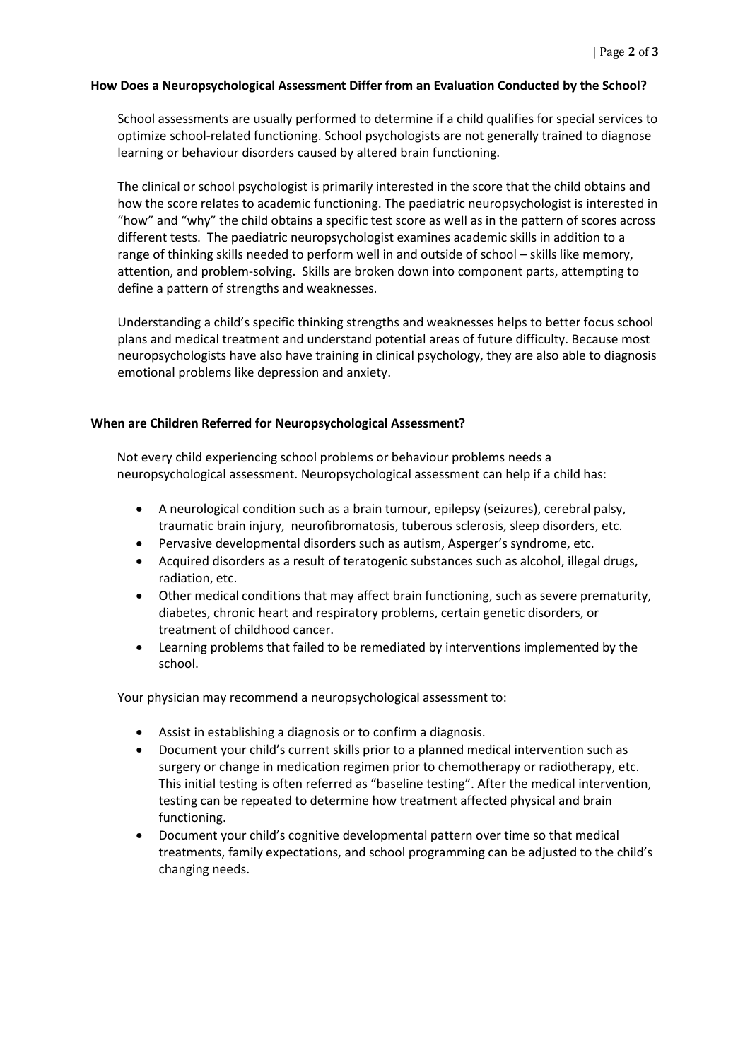**How Does a Neuropsychological Assessment Differ from an Evaluation Conducted by the School?**

School assessments are usually performed to determine if a child qualifies for special services to optimize school-related functioning. School psychologists are not generally trained to diagnose learning or behaviour disorders caused by altered brain functioning.

The clinical or school psychologist is primarily interested in the score that the child obtains and how the score relates to academic functioning. The paediatric neuropsychologist is interested in "how" and "why" the child obtains a specific test score as well as in the pattern of scores across different tests. The paediatric neuropsychologist examines academic skills in addition to a range of thinking skills needed to perform well in and outside of school – skills like memory, attention, and problem-solving. Skills are broken down into component parts, attempting to define a pattern of strengths and weaknesses.

Understanding a child's specific thinking strengths and weaknesses helps to better focus school plans and medical treatment and understand potential areas of future difficulty. Because most neuropsychologists have also have training in clinical psychology, they are also able to diagnosis emotional problems like depression and anxiety.

**When are Children Referred for Neuropsychological Assessment?**

Not every child experiencing school problems or behaviour problems needs a neuropsychological assessment. Neuropsychological assessment can help if a child has:

- A neurological condition such as a brain tumour, epilepsy (seizures), cerebral palsy, traumatic brain injury, neurofibromatosis, tuberous sclerosis, sleep disorders, etc.
- Pervasive developmental disorders such as autism, Asperger's syndrome, etc.
- Acquired disorders as a result of teratogenic substances such as alcohol, illegal drugs, radiation, etc.
- Other medical conditions that may affect brain functioning, such as severe prematurity, diabetes, chronic heart and respiratory problems, certain genetic disorders, or treatment of childhood cancer.
- Learning problems that failed to be remediated by interventions implemented by the school.

Your physician may recommend a neuropsychological assessment to:

- Assist in establishing a diagnosis or to confirm a diagnosis.
- Document your child's current skills prior to a planned medical intervention such as surgery or change in medication regimen prior to chemotherapy or radiotherapy, etc. This initial testing is often referred as "baseline testing". After the medical intervention, testing can be repeated to determine how treatment affected physical and brain functioning.
- Document your child's cognitive developmental pattern over time so that medical treatments, family expectations, and school programming can be adjusted to the child's changing needs.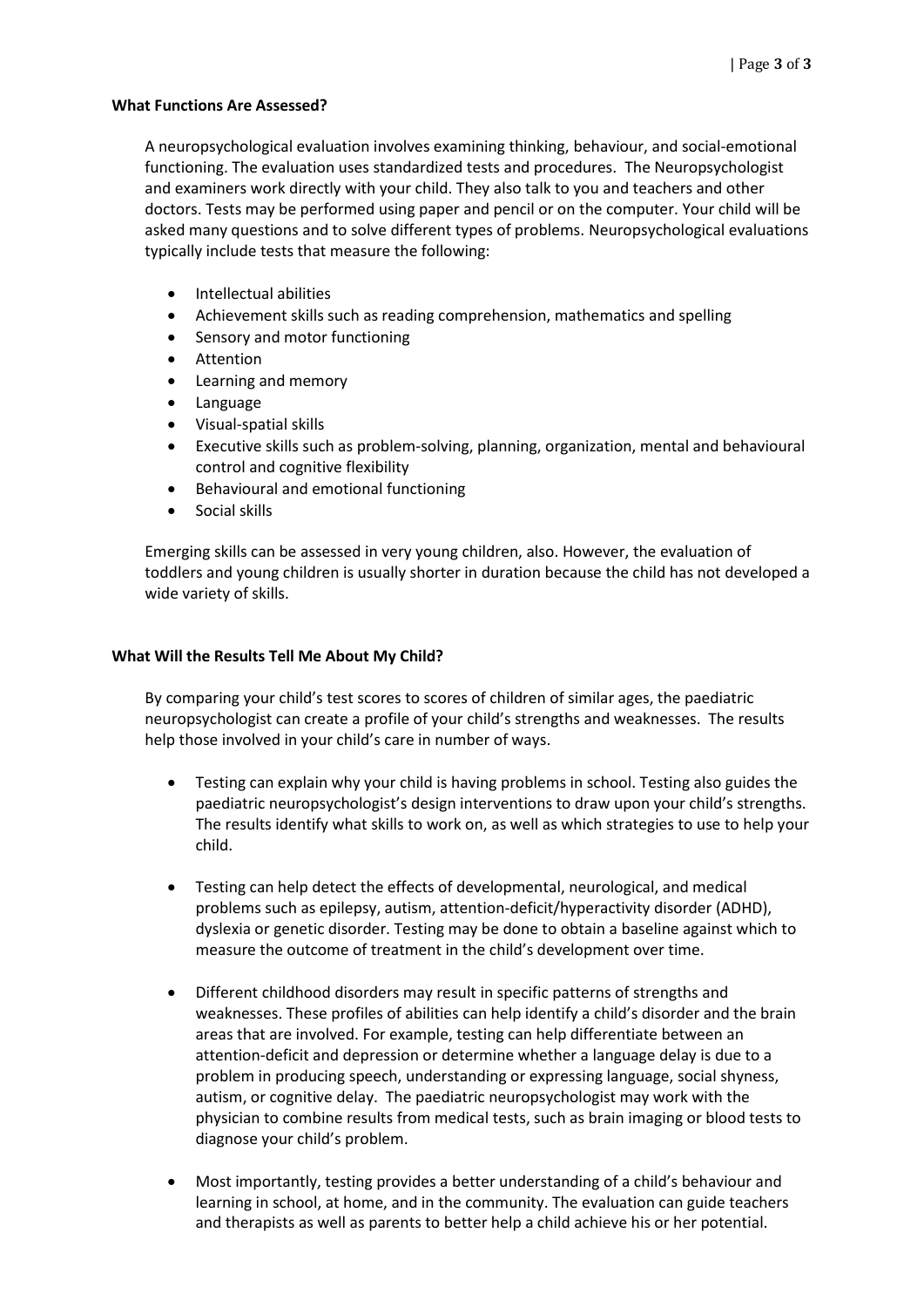**What Functions Are Assessed?**

A neuropsychological evaluation involves examining thinking, behaviour, and social-emotional functioning. The evaluation uses standardized tests and procedures. The Neuropsychologist and examiners work directly with your child. They also talk to you and teachers and other doctors. Tests may be performed using paper and pencil or on the computer. Your child will be asked many questions and to solve different types of problems. Neuropsychological evaluations typically include tests that measure the following:

- Intellectual abilities
- Achievement skills such as reading comprehension, mathematics and spelling
- Sensory and motor functioning
- Attention
- Learning and memory
- Language
- Visual-spatial skills
- Executive skills such as problem-solving, planning, organization, mental and behavioural control and cognitive flexibility
- Behavioural and emotional functioning
- Social skills

Emerging skills can be assessed in very young children, also. However, the evaluation of toddlers and young children is usually shorter in duration because the child has not developed a wide variety of skills.

**What Will the Results Tell Me About My Child?**

By comparing your child's test scores to scores of children of similar ages, the paediatric neuropsychologist can create a profile of your child's strengths and weaknesses. The results help those involved in your child's care in number of ways.

- Testing can explain why your child is having problems in school. Testing also guides the paediatric neuropsychologist's design interventions to draw upon your child's strengths. The results identify what skills to work on, as well as which strategies to use to help your child.

- Testing can help detect the effects of developmental, neurological, and medical problems such as epilepsy, autism, attention-deficit/hyperactivity disorder (ADHD), dyslexia or genetic disorder. Testing may be done to obtain a baseline against which to measure the outcome of treatment in the child's development over time.

- Different childhood disorders may result in specific patterns of strengths and weaknesses. These profiles of abilities can help identify a child's disorder and the brain areas that are involved. For example, testing can help differentiate between an attention-deficit and depression or determine whether a language delay is due to a problem in producing speech, understanding or expressing language, social shyness, autism, or cognitive delay. The paediatric neuropsychologist may work with the physician to combine results from medical tests, such as brain imaging or blood tests to diagnose your child's problem.

- Most importantly, testing provides a better understanding of a child's behaviour and learning in school, at home, and in the community. The evaluation can guide teachers and therapists as well as parents to better help a child achieve his or her potential.